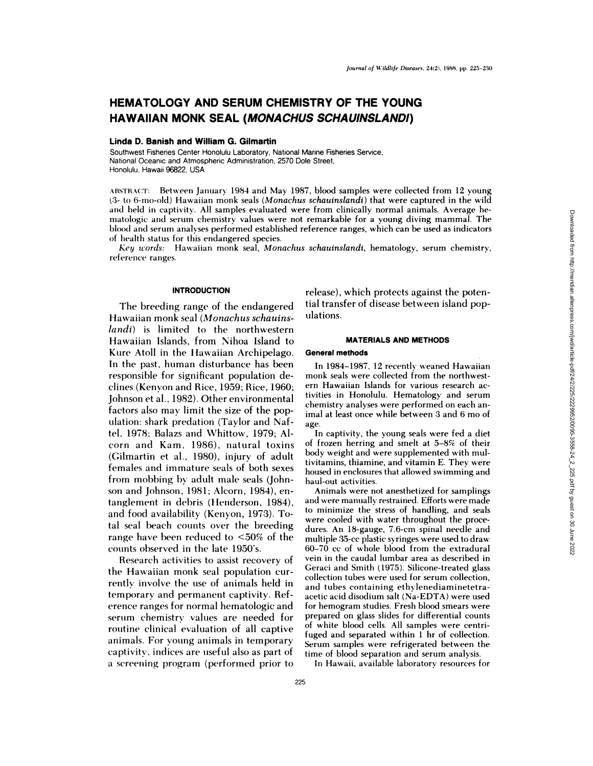# HEMATOLOGY AND SERUM CHEMISTRY OF THE YOUNG HAWAIIAN MONK SEAL (*MONACHUS SCHAUINSLANDI*)

**Linda D. Banish and William G. Gilmartin**

Southwest Fisheries Center Honolulu Laboratory, National Marine Fisheries Service, National Oceanic and Atmospheric Administration, 2570 Dole Street, Honolulu, Hawaii 96822, USA

ABSTRACT: Between January 1984 and May 1987, blood samples were collected from 12 young (3- to 6-mo-old) Hawaiian monk seals (*Monachus schauinslandi*) that were captured in the wild and held in captivity. All samples evaluated were from clinically normal animals. Average hematologic and serum chemistry values were not remarkable for a young diving mammal. The blood and serum analyses performed established reference ranges, which can be used as indicators of health status for this endangered species.

*Key words:* Hawaiian monk seal, *Monachus schauinslandi*, hematology, serum chemistry, reference ranges.

## INTRODUCTION

The breeding range of the endangered Hawaiian monk seal (*Monachus schauinslandi*) is limited to the northwestern Hawaiian Islands, from Nihoa Island to Kure Atoll in the Hawaiian Archipelago. In the past, human disturbance has been responsible for significant population declines (Kenyon and Rice, 1959; Rice, 1960; Johnson et al., 1982). Other environmental factors also may limit the size of the population: shark predation (Taylor and Naftel, 1978; Balazs and Whittow, 1979; Alcorn and Kam, 1986), natural toxins (Gilmartin et al., 1980), injury of adult females and immature seals of both sexes from mobbing by adult male seals (Johnson and Johnson, 1981; Alcorn, 1984), entanglement in debris (Henderson, 1984), and food availability (Kenyon, 1973). Total seal beach counts over the breeding range have been reduced to <50% of the counts observed in the late 1950's.

Research activities to assist recovery of the Hawaiian monk seal population currently involve the use of animals held in temporary and permanent captivity. Reference ranges for normal hematologic and serum chemistry values are needed for routine clinical evaluation of all captive animals. For young animals in temporary captivity, indices are useful also as part of a screening program (performed prior to release), which protects against the potential transfer of disease between island populations.

## MATERIALS AND METHODS

### General methods

In 1984–1987, 12 recently weaned Hawaiian monk seals were collected from the northwestern Hawaiian Islands for various research activities in Honolulu. Hematology and serum chemistry analyses were performed on each animal at least once while between 3 and 6 mo of age.

In captivity, the young seals were fed a diet of frozen herring and smelt at 5–8% of their body weight and were supplemented with multivitamins, thiamine, and vitamin E. They were housed in enclosures that allowed swimming and haul-out activities.

Animals were not anesthetized for samplings and were manually restrained. Efforts were made to minimize the stress of handling, and seals were cooled with water throughout the procedures. An 18-gauge, 7.6-cm spinal needle and multiple 35-cc plastic syringes were used to draw 60–70 cc of whole blood from the extradural vein in the caudal lumbar area as described in Geraci and Smith (1975). Silicone-treated glass collection tubes were used for serum collection, and tubes containing ethylenediaminetetraacetic acid disodium salt (Na-EDTA) were used for hemogram studies. Fresh blood smears were prepared on glass slides for differential counts of white blood cells. All samples were centrifuged and separated within 1 hr of collection. Serum samples were refrigerated between the time of blood separation and serum analysis.

In Hawaii, available laboratory resources for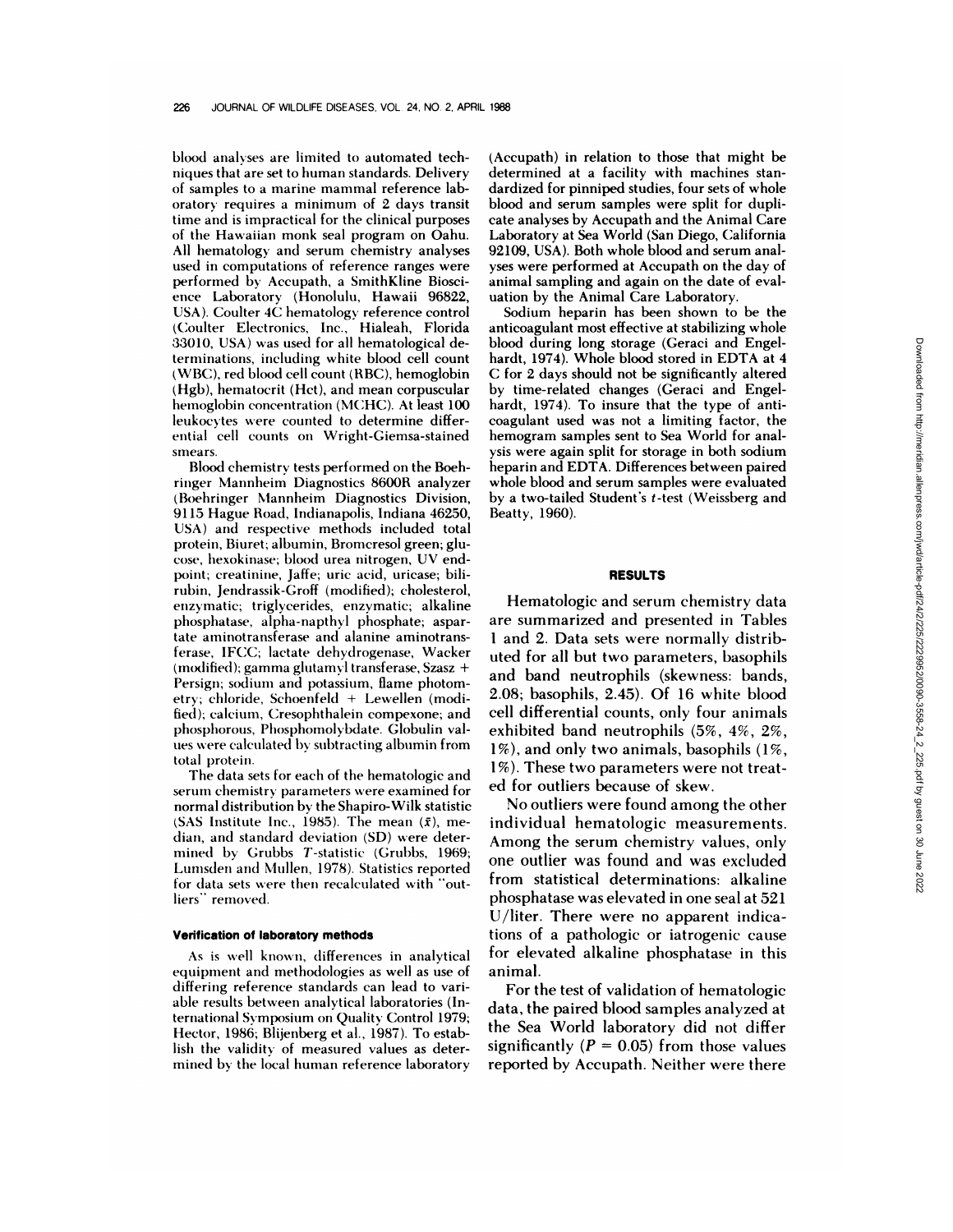blood analyses are limited to automated techniques that are set to human standards. Delivery of samples to a marine mammal reference laboratory requires a minimum of 2 days transit time and is impractical for the clinical purposes of the Hawaiian monk seal program on Oahu. All hematology and serum chemistry analyses used in computations of reference ranges were performed by Accupath, a SmithKline Bioscience Laboratory (Honolulu, Hawaii 96822, USA). Coulter 4C hematology reference control (Coulter Electronics, Inc., Hialeah, Florida 33010, USA) was used for all hematological determinations, including white blood cell count (WBC), red blood cell count (RBC), hemoglobin (Hgb), hematocrit (Hct), and mean corpuscular hemoglobin concentration (MCHC). At least 100 leukocytes were counted to determine differential cell counts on Wright-Giemsa-stained smears.

Blood chemistry tests performed on the Boehringer Mannheim Diagnostics 8600R analyzer (Boehringer Mannheim Diagnostics Division, 9115 Hague Road, Indianapolis, Indiana 46250, USA) and respective methods included total protein, Biuret; albumin, Bromcresol green; glucose, hexokinase; blood urea nitrogen, UV endpoint; creatinine, Jaffe; uric acid, uricase; bilirubin, Jendrassik-Groff (modified); cholesterol, enzymatic; triglycerides, enzymatic; alkaline phosphatase, alpha-napthyl phosphate; aspartate aminotransferase and alanine aminotransferase, IFCC; lactate dehydrogenase, Wacker (modified); gamma glutamyl transferase, Szasz + Persign; sodium and potassium, flame photometry; chloride, Schoenfeld + Lewellen (modified); calcium, Cresophthalein compexone; and phosphorous, Phosphomolybdate. Globulin values were calculated by subtracting albumin from total protein.

The data sets for each of the hematologic and serum chemistry parameters were examined for normal distribution by the Shapiro-Wilk statistic (SAS Institute Inc., 1985). The mean ($\bar{x}$), median, and standard deviation (SD) were determined by Grubbs $T$-statistic (Grubbs, 1969; Lumsden and Mullen, 1978). Statistics reported for data sets were then recalculated with "outliers" removed.

### Verification of laboratory methods

As is well known, differences in analytical equipment and methodologies as well as use of differing reference standards can lead to variable results between analytical laboratories (International Symposium on Quality Control 1979; Hector, 1986; Blijenberg et al., 1987). To establish the validity of measured values as determined by the local human reference laboratory (Accupath) in relation to those that might be determined at a facility with machines standardized for pinniped studies, four sets of whole blood and serum samples were split for duplicate analyses by Accupath and the Animal Care Laboratory at Sea World (San Diego, California 92109, USA). Both whole blood and serum analyses were performed at Accupath on the day of animal sampling and again on the date of evaluation by the Animal Care Laboratory.

Sodium heparin has been shown to be the anticoagulant most effective at stabilizing whole blood during long storage (Geraci and Engelhardt, 1974). Whole blood stored in EDTA at 4 C for 2 days should not be significantly altered by time-related changes (Geraci and Engelhardt, 1974). To insure that the type of anticoagulant used was not a limiting factor, the hemogram samples sent to Sea World for analysis were again split for storage in both sodium heparin and EDTA. Differences between paired whole blood and serum samples were evaluated by a two-tailed Student's $t$-test (Weissberg and Beatty, 1960).

## RESULTS

Hematologic and serum chemistry data are summarized and presented in Tables 1 and 2. Data sets were normally distributed for all but two parameters, basophils and band neutrophils (skewness: bands, 2.08; basophils, 2.45). Of 16 white blood cell differential counts, only four animals exhibited band neutrophils (5%, 4%, 2%, 1%), and only two animals, basophils (1%, 1%). These two parameters were not treated for outliers because of skew.

No outliers were found among the other individual hematologic measurements. Among the serum chemistry values, only one outlier was found and was excluded from statistical determinations: alkaline phosphatase was elevated in one seal at 521 U/liter. There were no apparent indications of a pathologic or iatrogenic cause for elevated alkaline phosphatase in this animal.

For the test of validation of hematologic data, the paired blood samples analyzed at the Sea World laboratory did not differ significantly ($P = 0.05$) from those values reported by Accupath. Neither were there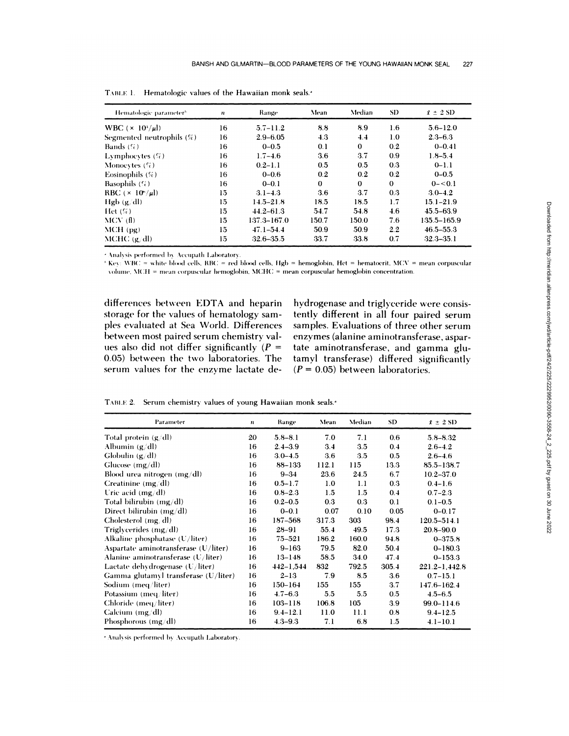TABLE 1. Hematologic values of the Hawaiian monk seals.[a]

| Hematologic parameter[b] | n | Range | Mean | Median | SD | $\bar{x} \pm 2$ SD |
|---|---|---|---|---|---|---|
| WBC ($\times 10^3/\mu l$) | 16 | 5.7–11.2 | 8.8 | 8.9 | 1.6 | 5.6–12.0 |
| Segmented neutrophils (%) | 16 | 2.9–6.05 | 4.3 | 4.4 | 1.0 | 2.3–6.3 |
| Bands (%) | 16 | 0–0.5 | 0.1 | 0 | 0.2 | 0–0.41 |
| Lymphocytes (%) | 16 | 1.7–4.6 | 3.6 | 3.7 | 0.9 | 1.8–5.4 |
| Monocytes (%) | 16 | 0.2–1.1 | 0.5 | 0.5 | 0.3 | 0–1.1 |
| Eosinophils (%) | 16 | 0–0.6 | 0.2 | 0.2 | 0.2 | 0–0.5 |
| Basophils (%) | 16 | 0–0.1 | 0 | 0 | 0 | 0–<0.1 |
| RBC ($\times 10^6/\mu l$) | 15 | 3.1–4.3 | 3.6 | 3.7 | 0.3 | 3.0–4.2 |
| Hgb (g/dl) | 15 | 14.5–21.8 | 18.5 | 18.5 | 1.7 | 15.1–21.9 |
| Hct (%) | 15 | 44.2–61.3 | 54.7 | 54.8 | 4.6 | 45.5–63.9 |
| MCV (fl) | 15 | 137.3–167.0 | 150.7 | 150.0 | 7.6 | 135.5–165.9 |
| MCH (pg) | 15 | 47.1–54.4 | 50.9 | 50.9 | 2.2 | 46.5–55.3 |
| MCHC (g/dl) | 15 | 32.6–35.5 | 33.7 | 33.8 | 0.7 | 32.3–35.1 |

[a] Analysis performed by Accupath Laboratory.

[b] Key: WBC = white blood cells, RBC = red blood cells, Hgb = hemoglobin, Hct = hematocrit, MCV = mean corpuscular volume, MCH = mean corpuscular hemoglobin, MCHC = mean corpuscular hemoglobin concentration.

differences between EDTA and heparin storage for the values of hematology samples evaluated at Sea World. Differences between most paired serum chemistry values also did not differ significantly ($P = 0.05$) between the two laboratories. The serum values for the enzyme lactate dehydrogenase and triglyceride were consistently different in all four paired serum samples. Evaluations of three other serum enzymes (alanine aminotransferase, aspartate aminotransferase, and gamma glutamyl transferase) differed significantly ($P = 0.05$) between laboratories.

TABLE 2. Serum chemistry values of young Hawaiian monk seals.[a]

| Parameter | n | Range | Mean | Median | SD | $\bar{x} \pm 2$ SD |
|---|---|---|---|---|---|---|
| Total protein (g/dl) | 20 | 5.8–8.1 | 7.0 | 7.1 | 0.6 | 5.8–8.32 |
| Albumin (g/dl) | 16 | 2.4–3.9 | 3.4 | 3.5 | 0.4 | 2.6–4.2 |
| Globulin (g/dl) | 16 | 3.0–4.5 | 3.6 | 3.5 | 0.5 | 2.6–4.6 |
| Glucose (mg/dl) | 16 | 88–133 | 112.1 | 115 | 13.3 | 85.5–138.7 |
| Blood urea nitrogen (mg/dl) | 16 | 9–34 | 23.6 | 24.5 | 6.7 | 10.2–37.0 |
| Creatinine (mg/dl) | 16 | 0.5–1.7 | 1.0 | 1.1 | 0.3 | 0.4–1.6 |
| Uric acid (mg/dl) | 16 | 0.8–2.3 | 1.5 | 1.5 | 0.4 | 0.7–2.3 |
| Total bilirubin (mg/dl) | 16 | 0.2–0.5 | 0.3 | 0.3 | 0.1 | 0.1–0.5 |
| Direct bilirubin (mg/dl) | 16 | 0–0.1 | 0.07 | 0.10 | 0.05 | 0–0.17 |
| Cholesterol (mg/dl) | 16 | 187–568 | 317.3 | 303 | 98.4 | 120.5–514.1 |
| Triglycerides (mg/dl) | 16 | 28–91 | 55.4 | 49.5 | 17.3 | 20.8–90.0 |
| Alkaline phosphatase (U/liter) | 16 | 75–521 | 186.2 | 160.0 | 94.8 | 0–375.8 |
| Aspartate aminotransferase (U/liter) | 16 | 9–163 | 79.5 | 82.0 | 50.4 | 0–180.3 |
| Alanine aminotransferase (U/liter) | 16 | 13–148 | 58.5 | 34.0 | 47.4 | 0–153.3 |
| Lactate dehydrogenase (U/liter) | 16 | 442–1,544 | 832 | 792.5 | 305.4 | 221.2–1,442.8 |
| Gamma glutamyl transferase (U/liter) | 16 | 2–13 | 7.9 | 8.5 | 3.6 | 0.7–15.1 |
| Sodium (meq/liter) | 16 | 150–164 | 155 | 155 | 3.7 | 147.6–162.4 |
| Potassium (meq/liter) | 16 | 4.7–6.3 | 5.5 | 5.5 | 0.5 | 4.5–6.5 |
| Chloride (meq/liter) | 16 | 103–118 | 106.8 | 105 | 3.9 | 99.0–114.6 |
| Calcium (mg/dl) | 16 | 9.4–12.1 | 11.0 | 11.1 | 0.8 | 9.4–12.5 |
| Phosphorous (mg/dl) | 16 | 4.3–9.3 | 7.1 | 6.8 | 1.5 | 4.1–10.1 |

[a] Analysis performed by Accupath Laboratory.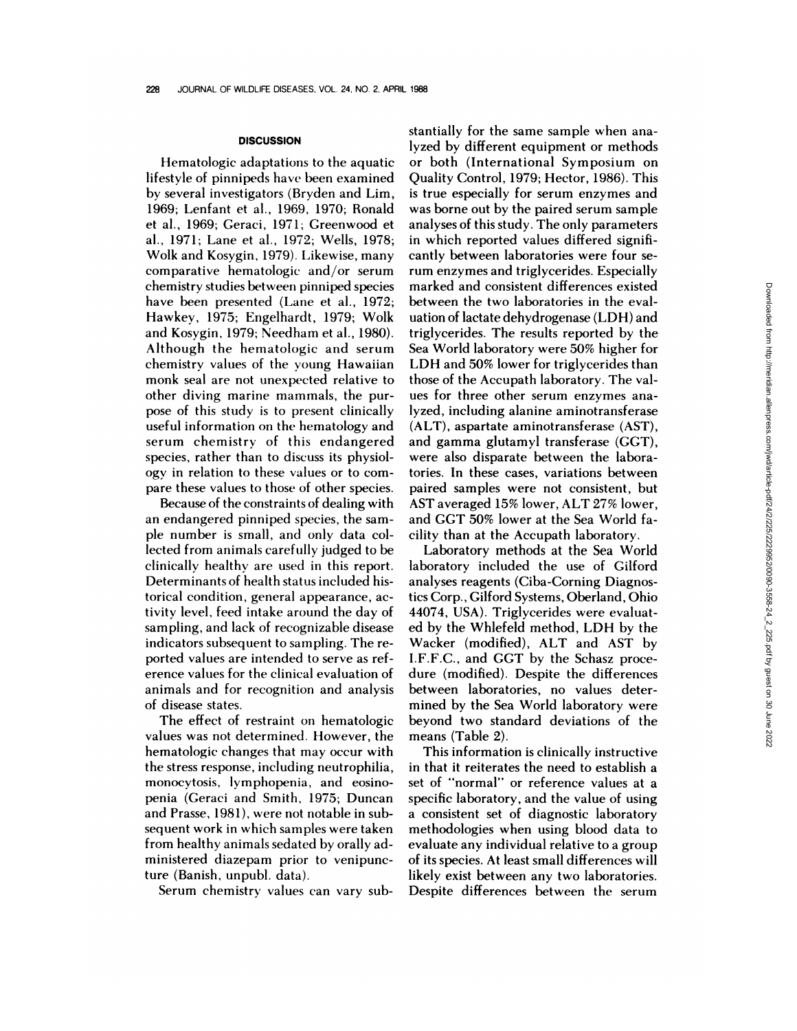## DISCUSSION

Hematologic adaptations to the aquatic lifestyle of pinnipeds have been examined by several investigators (Bryden and Lim, 1969; Lenfant et al., 1969, 1970; Ronald et al., 1969; Geraci, 1971; Greenwood et al., 1971; Lane et al., 1972; Wells, 1978; Wolk and Kosygin, 1979). Likewise, many comparative hematologic and/or serum chemistry studies between pinniped species have been presented (Lane et al., 1972; Hawkey, 1975; Engelhardt, 1979; Wolk and Kosygin, 1979; Needham et al., 1980). Although the hematologic and serum chemistry values of the young Hawaiian monk seal are not unexpected relative to other diving marine mammals, the purpose of this study is to present clinically useful information on the hematology and serum chemistry of this endangered species, rather than to discuss its physiology in relation to these values or to compare these values to those of other species.

Because of the constraints of dealing with an endangered pinniped species, the sample number is small, and only data collected from animals carefully judged to be clinically healthy are used in this report. Determinants of health status included historical condition, general appearance, activity level, feed intake around the day of sampling, and lack of recognizable disease indicators subsequent to sampling. The reported values are intended to serve as reference values for the clinical evaluation of animals and for recognition and analysis of disease states.

The effect of restraint on hematologic values was not determined. However, the hematologic changes that may occur with the stress response, including neutrophilia, monocytosis, lymphopenia, and eosinopenia (Geraci and Smith, 1975; Duncan and Prasse, 1981), were not notable in subsequent work in which samples were taken from healthy animals sedated by orally administered diazepam prior to venipuncture (Banish, unpubl. data).

Serum chemistry values can vary substantially for the same sample when analyzed by different equipment or methods or both (International Symposium on Quality Control, 1979; Hector, 1986). This is true especially for serum enzymes and was borne out by the paired serum sample analyses of this study. The only parameters in which reported values differed significantly between laboratories were four serum enzymes and triglycerides. Especially marked and consistent differences existed between the two laboratories in the evaluation of lactate dehydrogenase (LDH) and triglycerides. The results reported by the Sea World laboratory were 50% higher for LDH and 50% lower for triglycerides than those of the Accupath laboratory. The values for three other serum enzymes analyzed, including alanine aminotransferase (ALT), aspartate aminotransferase (AST), and gamma glutamyl transferase (GGT), were also disparate between the laboratories. In these cases, variations between paired samples were not consistent, but AST averaged 15% lower, ALT 27% lower, and GGT 50% lower at the Sea World facility than at the Accupath laboratory.

Laboratory methods at the Sea World laboratory included the use of Gilford analyses reagents (Ciba-Corning Diagnostics Corp., Gilford Systems, Oberland, Ohio 44074, USA). Triglycerides were evaluated by the Whlefeld method, LDH by the Wacker (modified), ALT and AST by I.F.F.C., and GGT by the Schasz procedure (modified). Despite the differences between laboratories, no values determined by the Sea World laboratory were beyond two standard deviations of the means (Table 2).

This information is clinically instructive in that it reiterates the need to establish a set of "normal" or reference values at a specific laboratory, and the value of using a consistent set of diagnostic laboratory methodologies when using blood data to evaluate any individual relative to a group of its species. At least small differences will likely exist between any two laboratories. Despite differences between the serum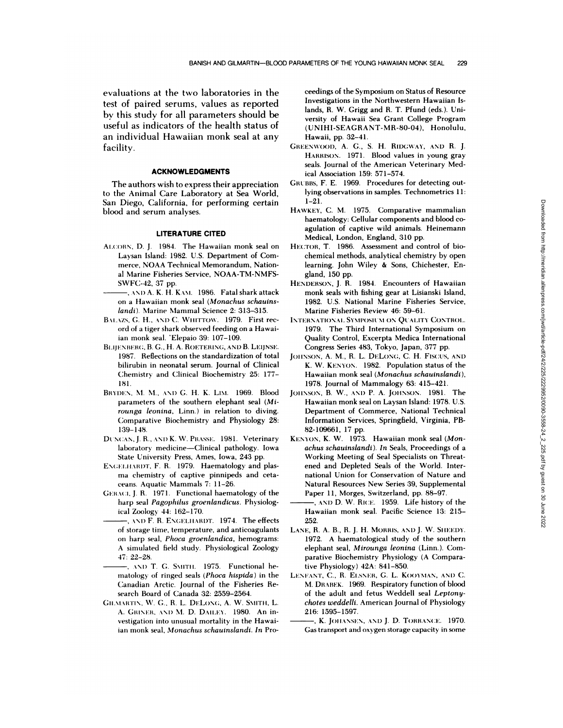evaluations at the two laboratories in the test of paired serums, values as reported by this study for all parameters should be useful as indicators of the health status of an individual Hawaiian monk seal at any facility.

## ACKNOWLEDGMENTS

The authors wish to express their appreciation to the Animal Care Laboratory at Sea World, San Diego, California, for performing certain blood and serum analyses.

## LITERATURE CITED

ALCORN, D. J. 1984. The Hawaiian monk seal on Laysan Island: 1982. U.S. Department of Commerce, NOAA Technical Memorandum, National Marine Fisheries Service, NOAA-TM-NMFS-SWFC-42, 37 pp.

———, AND A. K. H. KAM. 1986. Fatal shark attack on a Hawaiian monk seal (*Monachus schauinslandi*). Marine Mammal Science 2: 313–315.

BALAZS, G. H., AND C. WHITTOW. 1979. First record of a tiger shark observed feeding on a Hawaiian monk seal. 'Elepaio 39: 107–109.

BLIJENBERG, B. G., H. A. ROETERING, AND B. LEIJNSE. 1987. Reflections on the standardization of total bilirubin in neonatal serum. Journal of Clinical Chemistry and Clinical Biochemistry 25: 177–181.

BRYDEN, M. M., AND G. H. K. LIM. 1969. Blood parameters of the southern elephant seal (*Mirounga leonina*, Linn.) in relation to diving. Comparative Biochemistry and Physiology 28: 139–148.

DUNCAN, J. R., AND K. W. PRASSE. 1981. Veterinary laboratory medicine—Clinical pathology. Iowa State University Press, Ames, Iowa, 243 pp.

ENGELHARDT, F. R. 1979. Haematology and plasma chemistry of captive pinnipeds and cetaceans. Aquatic Mammals 7: 11–26.

GERACI, J. R. 1971. Functional haematology of the harp seal *Pagophilus groenlandicus*. Physiological Zoology 44: 162–170.

———, AND F. R. ENGELHARDT. 1974. The effects of storage time, temperature, and anticoagulants on harp seal, *Phoca groenlandica*, hemograms: A simulated field study. Physiological Zoology 47: 22–28.

———, AND T. G. SMITH. 1975. Functional hematology of ringed seals (*Phoca hispida*) in the Canadian Arctic. Journal of the Fisheries Research Board of Canada 32: 2559–2564.

GILMARTIN, W. G., R. L. DELONG, A. W. SMITH, L. A. GRINER, AND M. D. DAILEY. 1980. An investigation into unusual mortality in the Hawaiian monk seal, *Monachus schauinslandi*. *In* Proceedings of the Symposium on Status of Resource Investigations in the Northwestern Hawaiian Islands, R. W. Grigg and R. T. Pfund (eds.). University of Hawaii Sea Grant College Program (UNIHI-SEAGRANT-MR-80-04), Honolulu, Hawaii, pp. 32–41.

GREENWOOD, A. G., S. H. RIDGWAY, AND R. J. HARRISON. 1971. Blood values in young gray seals. Journal of the American Veterinary Medical Association 159: 571–574.

GRUBBS, F. E. 1969. Procedures for detecting outlying observations in samples. Technometrics 11: 1–21.

HAWKEY, C. M. 1975. Comparative mammalian haematology: Cellular components and blood coagulation of captive wild animals. Heinemann Medical, London, England, 310 pp.

HECTOR, T. 1986. Assessment and control of biochemical methods, analytical chemistry by open learning. John Wiley & Sons, Chichester, England, 150 pp.

HENDERSON, J. R. 1984. Encounters of Hawaiian monk seals with fishing gear at Lisianski Island, 1982. U.S. National Marine Fisheries Service, Marine Fisheries Review 46: 59–61.

INTERNATIONAL SYMPOSIUM ON QUALITY CONTROL. 1979. The Third International Symposium on Quality Control, Excerpta Medica International Congress Series 483, Tokyo, Japan, 377 pp.

JOHNSON, A. M., R. L. DELONG, C. H. FISCUS, AND K. W. KENYON. 1982. Population status of the Hawaiian monk seal (*Monachus schauinslandi*), 1978. Journal of Mammalogy 63: 415–421.

JOHNSON, B. W., AND P. A. JOHNSON. 1981. The Hawaiian monk seal on Laysan Island: 1978. U.S. Department of Commerce, National Technical Information Services, Springfield, Virginia, PB-82-109661, 17 pp.

KENYON, K. W. 1973. Hawaiian monk seal (*Monachus schauinslandi*). *In* Seals, Proceedings of a Working Meeting of Seal Specialists on Threatened and Depleted Seals of the World. International Union for Conservation of Nature and Natural Resources New Series 39, Supplemental Paper 11, Morges, Switzerland, pp. 88–97.

———, AND D. W. RICE. 1959. Life history of the Hawaiian monk seal. Pacific Science 13: 215–252.

LANE, R. A. B., R. J. H. MORRIS, AND J. W. SHEEDY. 1972. A haematological study of the southern elephant seal, *Mirounga leonina* (Linn.). Comparative Biochemistry Physiology (A Comparative Physiology) 42A: 841–850.

LENFANT, C., R. ELSNER, G. L. KOOYMAN, AND C. M. DRABEK. 1969. Respiratory function of blood of the adult and fetus Weddell seal *Leptonychotes weddelli*. American Journal of Physiology 216: 1595–1597.

———, K. JOHANSEN, AND J. D. TORRANCE. 1970. Gas transport and oxygen storage capacity in some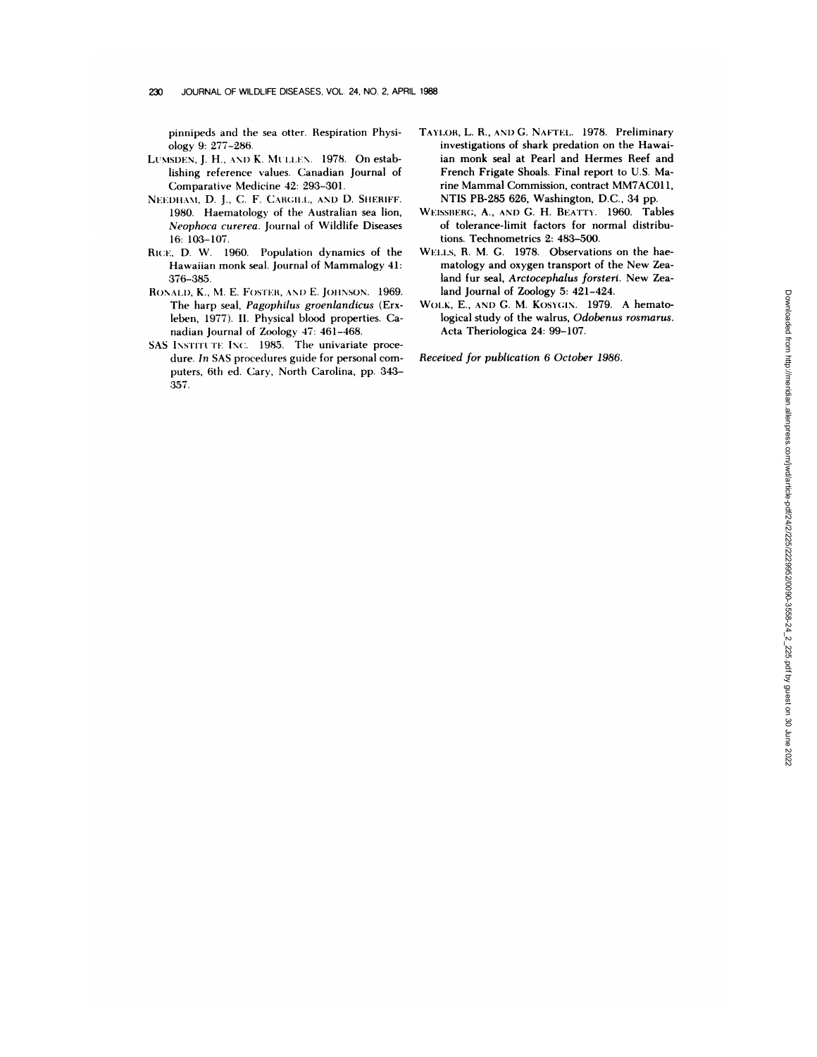pinnipeds and the sea otter. Respiration Physiology 9: 277–286.

LUMSDEN, J. H., AND K. MULLEN. 1978. On establishing reference values. Canadian Journal of Comparative Medicine 42: 293–301.

NEEDHAM, D. J., C. F. CARGILL, AND D. SHERIFF. 1980. Haematology of the Australian sea lion, *Neophoca curerea*. Journal of Wildlife Diseases 16: 103–107.

RICE, D. W. 1960. Population dynamics of the Hawaiian monk seal. Journal of Mammalogy 41: 376–385.

RONALD, K., M. E. FOSTER, AND E. JOHNSON. 1969. The harp seal, *Pagophilus groenlandicus* (Erxleben, 1977). II. Physical blood properties. Canadian Journal of Zoology 47: 461–468.

SAS INSTITUTE INC. 1985. The univariate procedure. *In* SAS procedures guide for personal computers, 6th ed. Cary, North Carolina, pp. 343–357.

TAYLOR, L. R., AND G. NAFTEL. 1978. Preliminary investigations of shark predation on the Hawaiian monk seal at Pearl and Hermes Reef and French Frigate Shoals. Final report to U.S. Marine Mammal Commission, contract MM7AC011, NTIS PB-285 626, Washington, D.C., 34 pp.

WEISSBERG, A., AND G. H. BEATTY. 1960. Tables of tolerance-limit factors for normal distributions. Technometrics 2: 483–500.

WELLS, R. M. G. 1978. Observations on the haematology and oxygen transport of the New Zealand fur seal, *Arctocephalus forsteri*. New Zealand Journal of Zoology 5: 421–424.

WOLK, E., AND G. M. KOSYGIN. 1979. A hematological study of the walrus, *Odobenus rosmarus*. Acta Theriologica 24: 99–107.

*Received for publication 6 October 1986.*